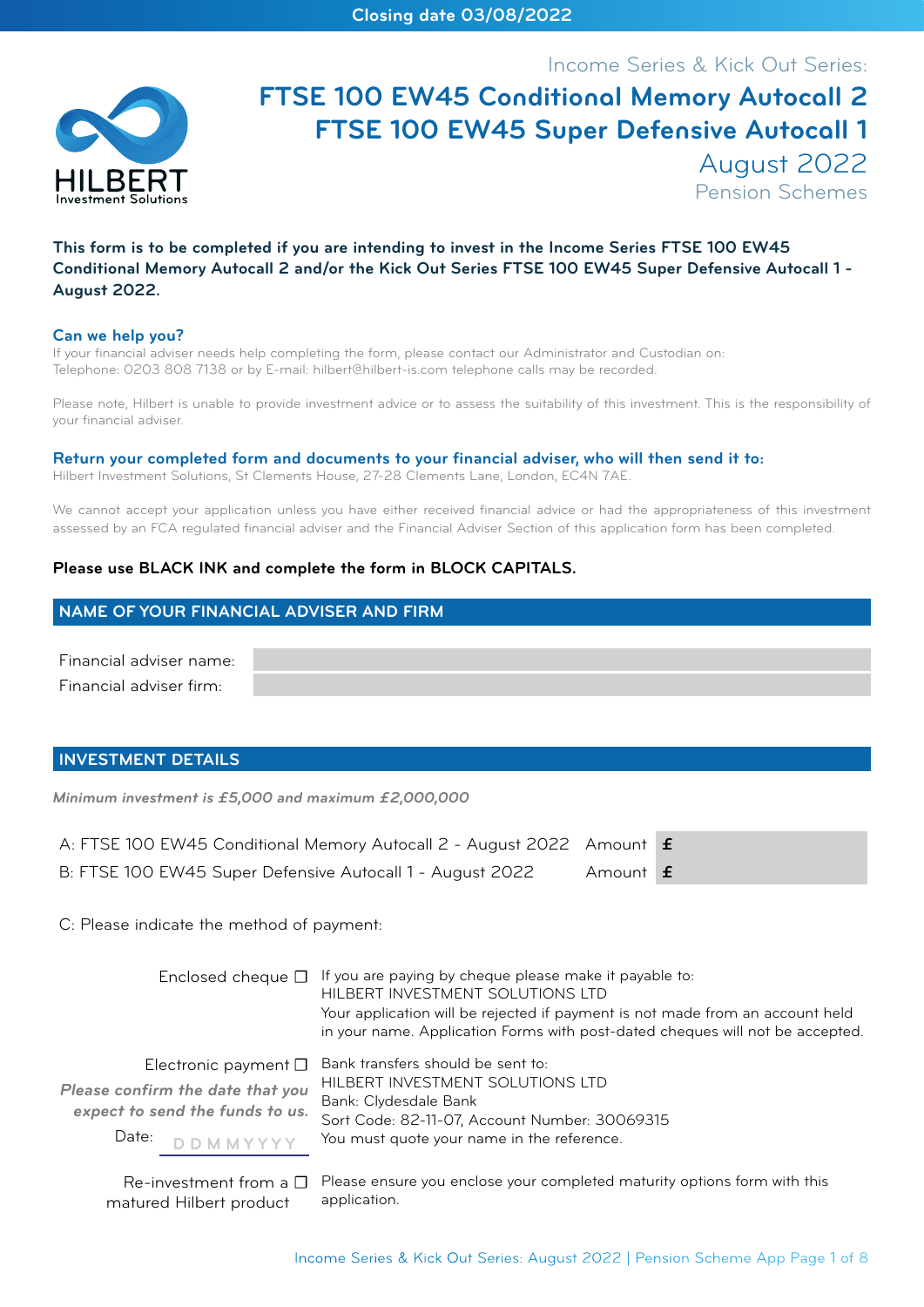Closing date 03/08/2022

HILBERT
Investment Solutions

Income Series & Kick Out Series:

# FTSE 100 EW45 Conditional Memory Autocall 2
# FTSE 100 EW45 Super Defensive Autocall 1

## August 2022

Pension Schemes

**This form is to be completed if you are intending to invest in the Income Series FTSE 100 EW45 Conditional Memory Autocall 2 and/or the Kick Out Series FTSE 100 EW45 Super Defensive Autocall 1 - August 2022.**

### Can we help you?

If your financial adviser needs help completing the form, please contact our Administrator and Custodian on:
Telephone: 0203 808 7138 or by E-mail: hilbert@hilbert-is.com telephone calls may be recorded.

Please note, Hilbert is unable to provide investment advice or to assess the suitability of this investment. This is the responsibility of your financial adviser.

### Return your completed form and documents to your financial adviser, who will then send it to:

Hilbert Investment Solutions, St Clements House, 27-28 Clements Lane, London, EC4N 7AE.

We cannot accept your application unless you have either received financial advice or had the appropriateness of this investment assessed by an FCA regulated financial adviser and the Financial Adviser Section of this application form has been completed.

**Please use BLACK INK and complete the form in BLOCK CAPITALS.**

## NAME OF YOUR FINANCIAL ADVISER AND FIRM

Financial adviser name:

Financial adviser firm:

## INVESTMENT DETAILS

*Minimum investment is £5,000 and maximum £2,000,000*

| | | |
|---|---|---|
| A: FTSE 100 EW45 Conditional Memory Autocall 2 - August 2022 | Amount | £ |
| B: FTSE 100 EW45 Super Defensive Autocall 1 - August 2022 | Amount | £ |

C: Please indicate the method of payment:

Enclosed cheque ☐ — If you are paying by cheque please make it payable to:
HILBERT INVESTMENT SOLUTIONS LTD
Your application will be rejected if payment is not made from an account held in your name. Application Forms with post-dated cheques will not be accepted.

Electronic payment ☐ — Bank transfers should be sent to:
HILBERT INVESTMENT SOLUTIONS LTD
Bank: Clydesdale Bank
Sort Code: 82-11-07, Account Number: 30069315
You must quote your name in the reference.

*Please confirm the date that you expect to send the funds to us.*

Date: D D M M Y Y Y Y

Re-investment from a matured Hilbert product ☐ — Please ensure you enclose your completed maturity options form with this application.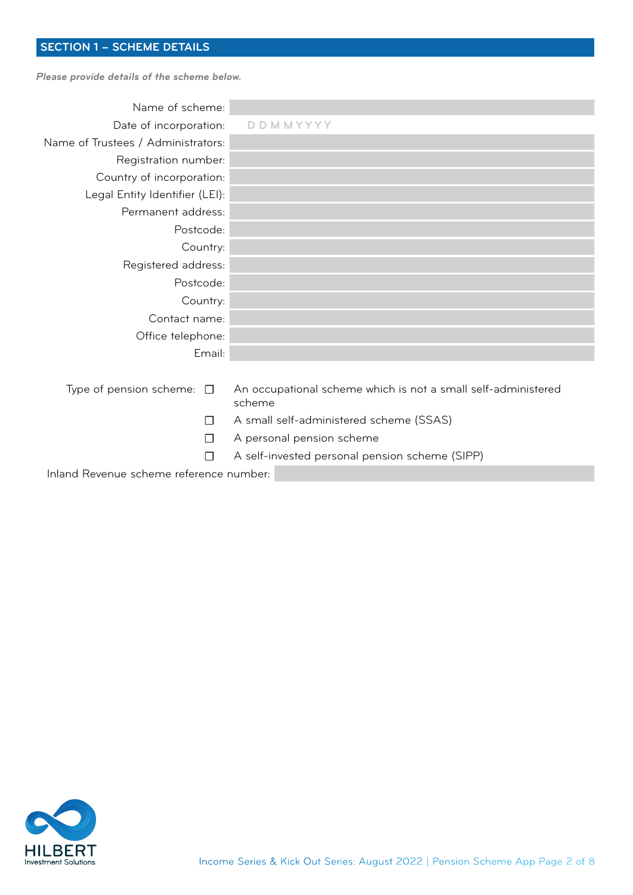## SECTION 1 – SCHEME DETAILS

*Please provide details of the scheme below.*

Name of scheme:

Date of incorporation: D D M M Y Y Y Y

Name of Trustees / Administrators:

Registration number:

Country of incorporation:

Legal Entity Identifier (LEI):

Permanent address:

Postcode:

Country:

Registered address:

Postcode:

Country:

Contact name:

Office telephone:

Email:

Type of pension scheme:

- ☐ An occupational scheme which is not a small self-administered scheme
- ☐ A small self-administered scheme (SSAS)
- ☐ A personal pension scheme
- ☐ A self-invested personal pension scheme (SIPP)

Inland Revenue scheme reference number: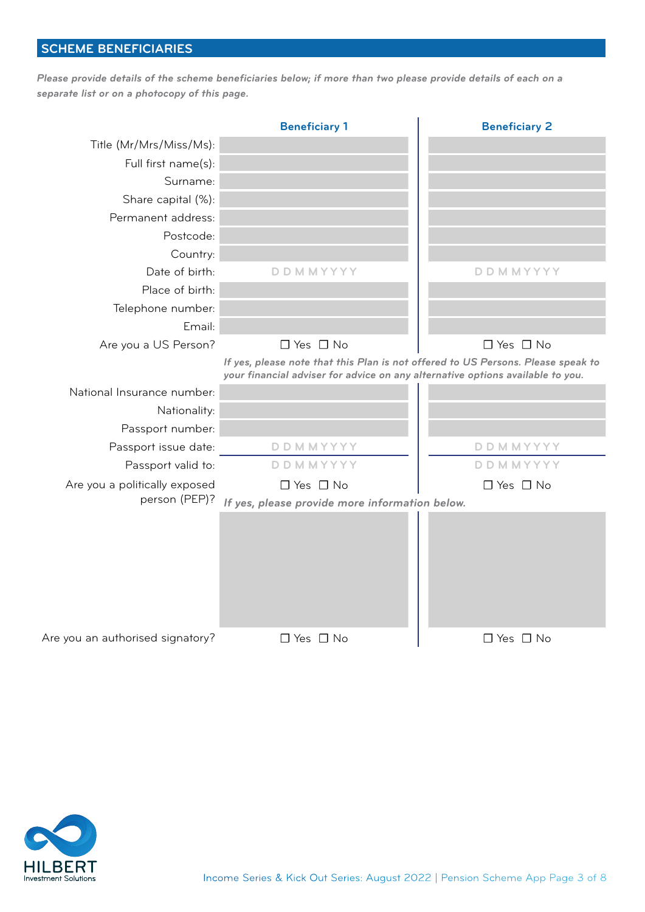## SCHEME BENEFICIARIES

*Please provide details of the scheme beneficiaries below; if more than two please provide details of each on a separate list or on a photocopy of this page.*

| | Beneficiary 1 | Beneficiary 2 |
|---|---|---|
| Title (Mr/Mrs/Miss/Ms): | | |
| Full first name(s): | | |
| Surname: | | |
| Share capital (%): | | |
| Permanent address: | | |
| Postcode: | | |
| Country: | | |
| Date of birth: | D D M M Y Y Y Y | D D M M Y Y Y Y |
| Place of birth: | | |
| Telephone number: | | |
| Email: | | |
| Are you a US Person? | ☐ Yes ☐ No | ☐ Yes ☐ No |

*If yes, please note that this Plan is not offered to US Persons. Please speak to your financial adviser for advice on any alternative options available to you.*

| | Beneficiary 1 | Beneficiary 2 |
|---|---|---|
| National Insurance number: | | |
| Nationality: | | |
| Passport number: | | |
| Passport issue date: | D D M M Y Y Y Y | D D M M Y Y Y Y |
| Passport valid to: | D D M M Y Y Y Y | D D M M Y Y Y Y |
| Are you a politically exposed person (PEP)? | ☐ Yes ☐ No | ☐ Yes ☐ No |

*If yes, please provide more information below.*

| | Beneficiary 1 | Beneficiary 2 |
|---|---|---|
| | | |
| Are you an authorised signatory? | ☐ Yes ☐ No | ☐ Yes ☐ No |

HILBERT
Investment Solutions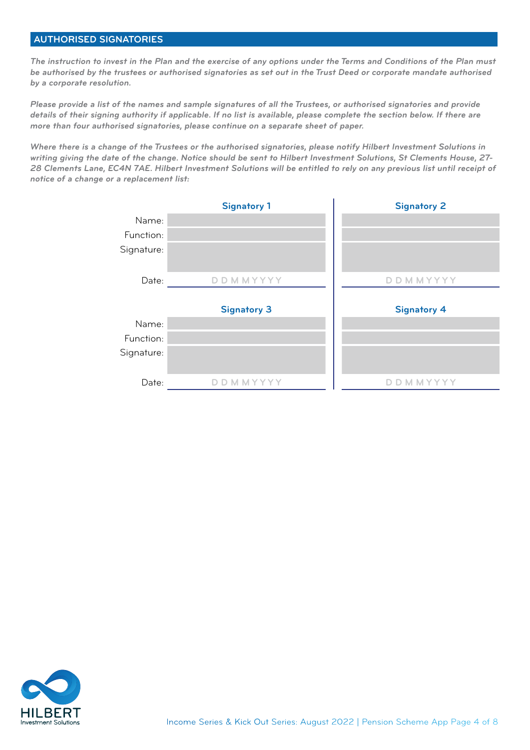## AUTHORISED SIGNATORIES

***The instruction to invest in the Plan and the exercise of any options under the Terms and Conditions of the Plan must be authorised by the trustees or authorised signatories as set out in the Trust Deed or corporate mandate authorised by a corporate resolution.***

***Please provide a list of the names and sample signatures of all the Trustees, or authorised signatories and provide details of their signing authority if applicable. If no list is available, please complete the section below. If there are more than four authorised signatories, please continue on a separate sheet of paper.***

***Where there is a change of the Trustees or the authorised signatories, please notify Hilbert Investment Solutions in writing giving the date of the change. Notice should be sent to Hilbert Investment Solutions, St Clements House, 27-28 Clements Lane, EC4N 7AE. Hilbert Investment Solutions will be entitled to rely on any previous list until receipt of notice of a change or a replacement list:***

| | Signatory 1 | Signatory 2 |
|---|---|---|
| Name: | | |
| Function: | | |
| Signature: | | |
| Date: | DDMMYYYY | DDMMYYYY |

| | Signatory 3 | Signatory 4 |
|---|---|---|
| Name: | | |
| Function: | | |
| Signature: | | |
| Date: | DDMMYYYY | DDMMYYYY |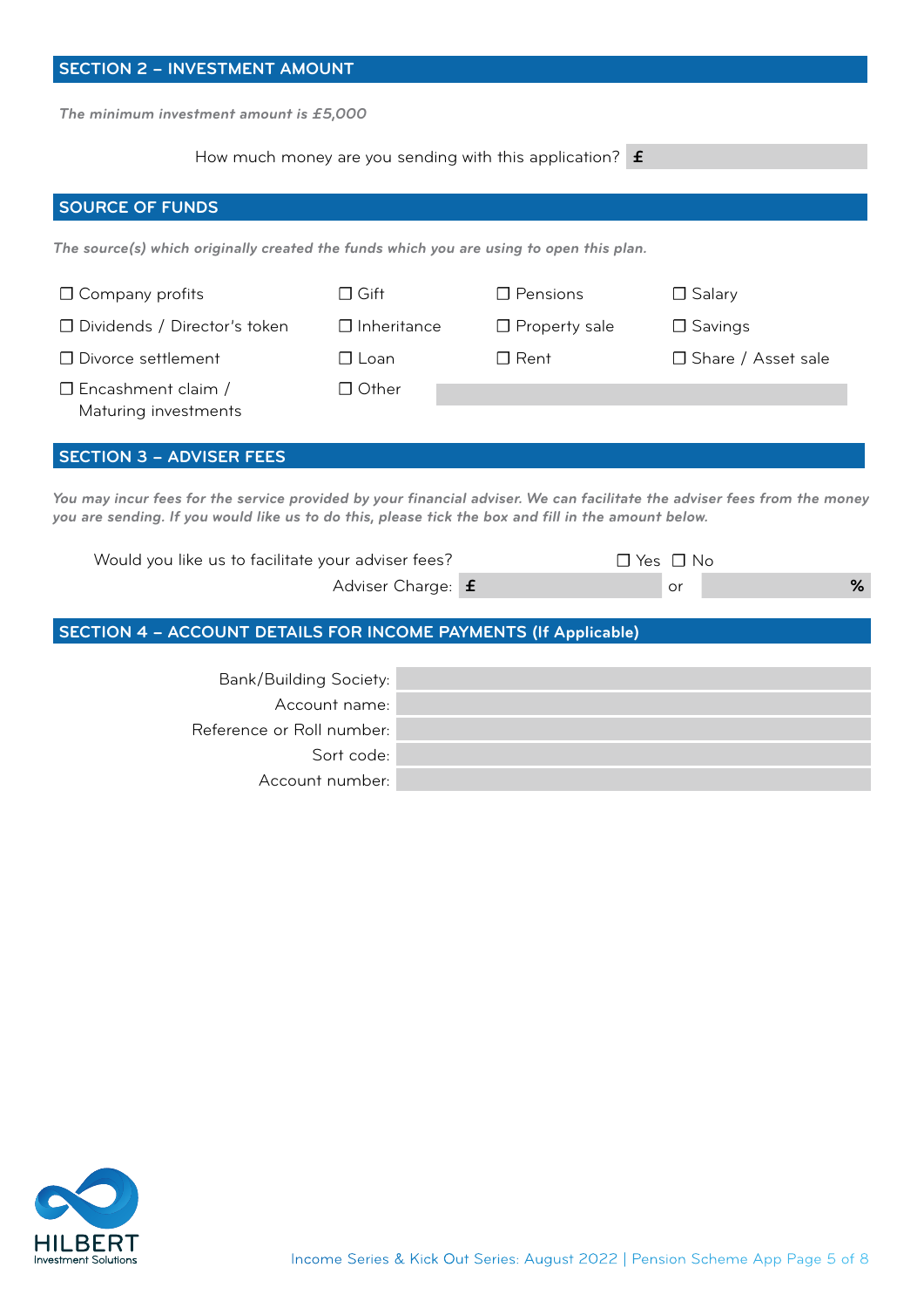## SECTION 2 – INVESTMENT AMOUNT

*The minimum investment amount is £5,000*

How much money are you sending with this application? **£**

## SOURCE OF FUNDS

*The source(s) which originally created the funds which you are using to open this plan.*

☐ Company profits
☐ Dividends / Director's token
☐ Divorce settlement
☐ Encashment claim / Maturing investments
☐ Gift
☐ Inheritance
☐ Loan
☐ Other
☐ Pensions
☐ Property sale
☐ Rent
☐ Salary
☐ Savings
☐ Share / Asset sale

## SECTION 3 – ADVISER FEES

*You may incur fees for the service provided by your financial adviser. We can facilitate the adviser fees from the money you are sending. If you would like us to do this, please tick the box and fill in the amount below.*

Would you like us to facilitate your adviser fees? ☐ Yes ☐ No

Adviser Charge: **£** or **%**

## SECTION 4 – ACCOUNT DETAILS FOR INCOME PAYMENTS (If Applicable)

Bank/Building Society:

Account name:

Reference or Roll number:

Sort code:

Account number:

HILBERT
Investment Solutions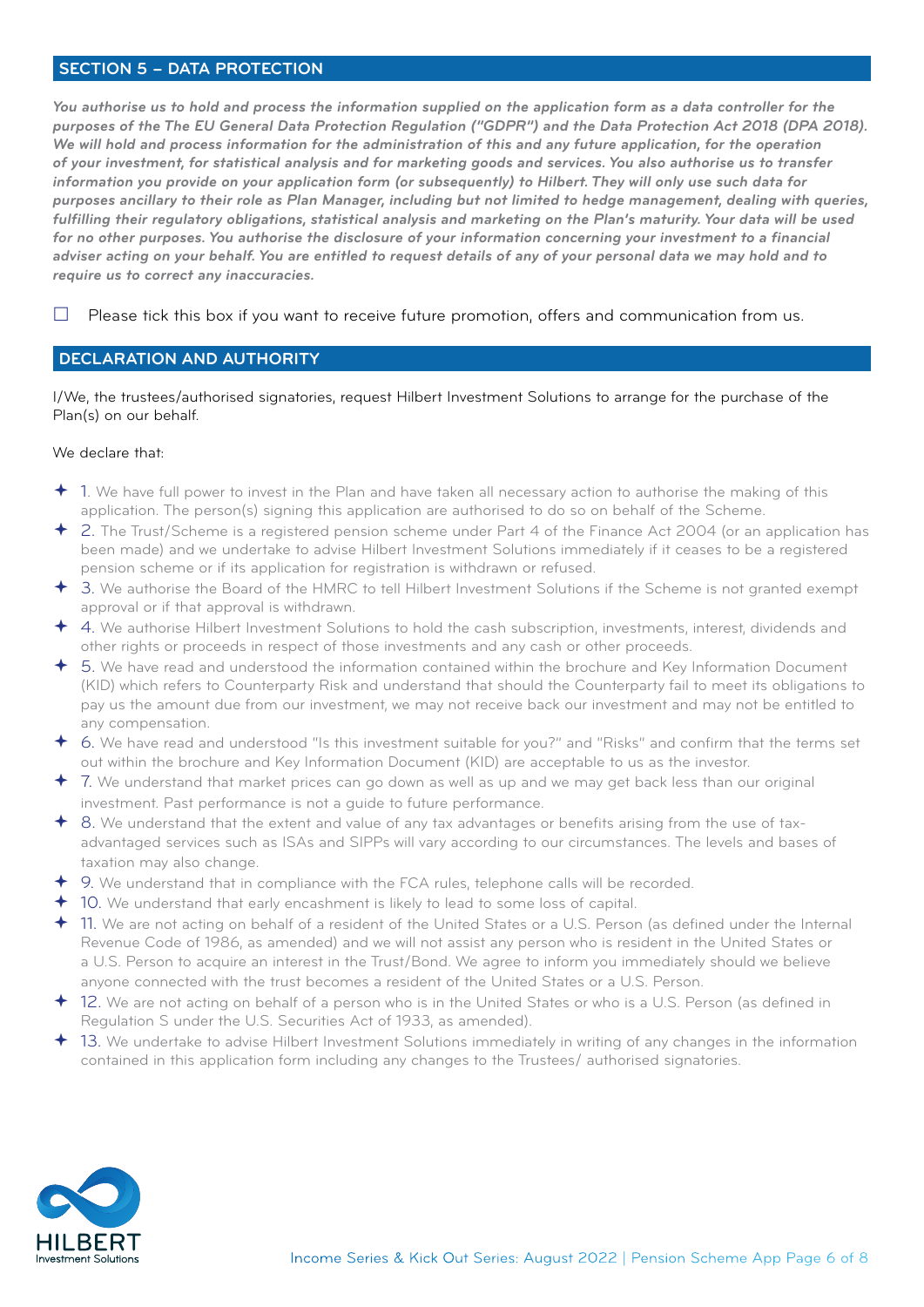## SECTION 5 – DATA PROTECTION

***You authorise us to hold and process the information supplied on the application form as a data controller for the purposes of the The EU General Data Protection Regulation ("GDPR") and the Data Protection Act 2018 (DPA 2018). We will hold and process information for the administration of this and any future application, for the operation of your investment, for statistical analysis and for marketing goods and services. You also authorise us to transfer information you provide on your application form (or subsequently) to Hilbert. They will only use such data for purposes ancillary to their role as Plan Manager, including but not limited to hedge management, dealing with queries, fulfilling their regulatory obligations, statistical analysis and marketing on the Plan's maturity. Your data will be used for no other purposes. You authorise the disclosure of your information concerning your investment to a financial adviser acting on your behalf. You are entitled to request details of any of your personal data we may hold and to require us to correct any inaccuracies.***

☐ Please tick this box if you want to receive future promotion, offers and communication from us.

## DECLARATION AND AUTHORITY

I/We, the trustees/authorised signatories, request Hilbert Investment Solutions to arrange for the purchase of the Plan(s) on our behalf.

We declare that:

- ✦ 1. We have full power to invest in the Plan and have taken all necessary action to authorise the making of this application. The person(s) signing this application are authorised to do so on behalf of the Scheme.
- ✦ 2. The Trust/Scheme is a registered pension scheme under Part 4 of the Finance Act 2004 (or an application has been made) and we undertake to advise Hilbert Investment Solutions immediately if it ceases to be a registered pension scheme or if its application for registration is withdrawn or refused.
- ✦ 3. We authorise the Board of the HMRC to tell Hilbert Investment Solutions if the Scheme is not granted exempt approval or if that approval is withdrawn.
- ✦ 4. We authorise Hilbert Investment Solutions to hold the cash subscription, investments, interest, dividends and other rights or proceeds in respect of those investments and any cash or other proceeds.
- ✦ 5. We have read and understood the information contained within the brochure and Key Information Document (KID) which refers to Counterparty Risk and understand that should the Counterparty fail to meet its obligations to pay us the amount due from our investment, we may not receive back our investment and may not be entitled to any compensation.
- ✦ 6. We have read and understood "Is this investment suitable for you?" and "Risks" and confirm that the terms set out within the brochure and Key Information Document (KID) are acceptable to us as the investor.
- ✦ 7. We understand that market prices can go down as well as up and we may get back less than our original investment. Past performance is not a guide to future performance.
- ✦ 8. We understand that the extent and value of any tax advantages or benefits arising from the use of tax-advantaged services such as ISAs and SIPPs will vary according to our circumstances. The levels and bases of taxation may also change.
- ✦ 9. We understand that in compliance with the FCA rules, telephone calls will be recorded.
- ✦ 10. We understand that early encashment is likely to lead to some loss of capital.
- ✦ 11. We are not acting on behalf of a resident of the United States or a U.S. Person (as defined under the Internal Revenue Code of 1986, as amended) and we will not assist any person who is resident in the United States or a U.S. Person to acquire an interest in the Trust/Bond. We agree to inform you immediately should we believe anyone connected with the trust becomes a resident of the United States or a U.S. Person.
- ✦ 12. We are not acting on behalf of a person who is in the United States or who is a U.S. Person (as defined in Regulation S under the U.S. Securities Act of 1933, as amended).
- ✦ 13. We undertake to advise Hilbert Investment Solutions immediately in writing of any changes in the information contained in this application form including any changes to the Trustees/ authorised signatories.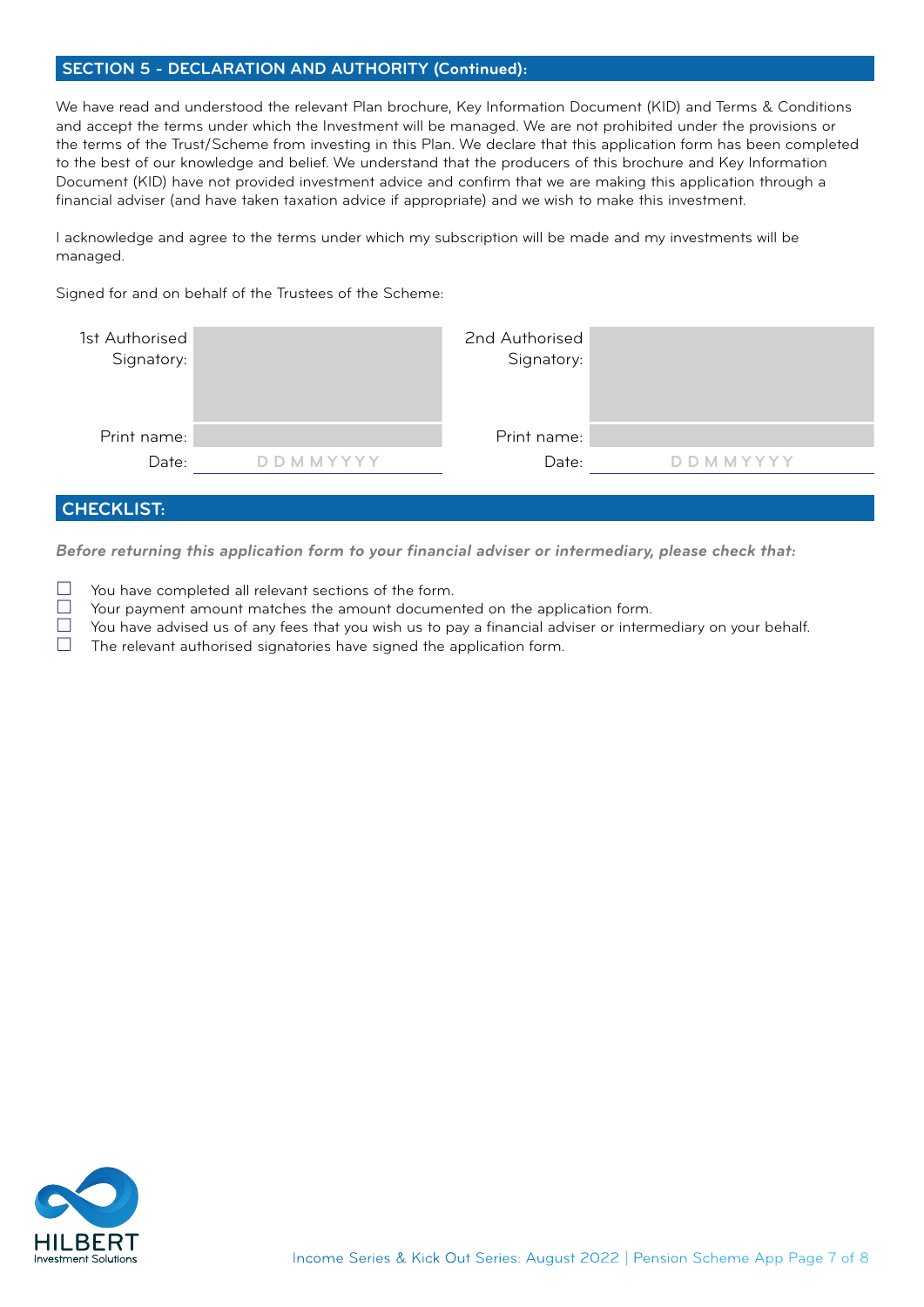## SECTION 5 - DECLARATION AND AUTHORITY (Continued):

We have read and understood the relevant Plan brochure, Key Information Document (KID) and Terms & Conditions and accept the terms under which the Investment will be managed. We are not prohibited under the provisions or the terms of the Trust/Scheme from investing in this Plan. We declare that this application form has been completed to the best of our knowledge and belief. We understand that the producers of this brochure and Key Information Document (KID) have not provided investment advice and confirm that we are making this application through a financial adviser (and have taken taxation advice if appropriate) and we wish to make this investment.

I acknowledge and agree to the terms under which my subscription will be made and my investments will be managed.

Signed for and on behalf of the Trustees of the Scheme:

| | | | |
|---|---|---|---|
| 1st Authorised Signatory: | | 2nd Authorised Signatory: | |
| Print name: | | Print name: | |
| Date: | D D M M Y Y Y Y | Date: | D D M M Y Y Y Y |

## CHECKLIST:

***Before returning this application form to your financial adviser or intermediary, please check that:***

- ☐ You have completed all relevant sections of the form.
- ☐ Your payment amount matches the amount documented on the application form.
- ☐ You have advised us of any fees that you wish us to pay a financial adviser or intermediary on your behalf.
- ☐ The relevant authorised signatories have signed the application form.

HILBERT
Investment Solutions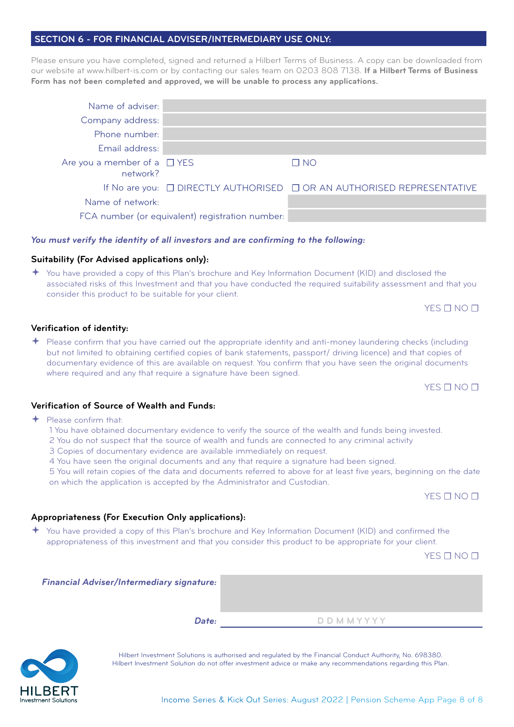## SECTION 6 - FOR FINANCIAL ADVISER/INTERMEDIARY USE ONLY:

Please ensure you have completed, signed and returned a Hilbert Terms of Business. A copy can be downloaded from our website at www.hilbert-is.com or by contacting our sales team on 0203 808 7138. **If a Hilbert Terms of Business Form has not been completed and approved, we will be unable to process any applications.**

Name of adviser:

Company address:

Phone number:

Email address:

Are you a member of a network? ☐ YES ☐ NO

If No are you: ☐ DIRECTLY AUTHORISED ☐ OR AN AUTHORISED REPRESENTATIVE

Name of network:

FCA number (or equivalent) registration number:

***You must verify the identity of all investors and are confirming to the following:***

**Suitability (For Advised applications only):**

- You have provided a copy of this Plan's brochure and Key Information Document (KID) and disclosed the associated risks of this Investment and that you have conducted the required suitability assessment and that you consider this product to be suitable for your client.

YES ☐ NO ☐

**Verification of identity:**

- Please confirm that you have carried out the appropriate identity and anti-money laundering checks (including but not limited to obtaining certified copies of bank statements, passport/ driving licence) and that copies of documentary evidence of this are available on request. You confirm that you have seen the original documents where required and any that require a signature have been signed.

YES ☐ NO ☐

**Verification of Source of Wealth and Funds:**

- Please confirm that:
  1. You have obtained documentary evidence to verify the source of the wealth and funds being invested.
  2. You do not suspect that the source of wealth and funds are connected to any criminal activity
  3. Copies of documentary evidence are available immediately on request.
  4. You have seen the original documents and any that require a signature had been signed.
  5. You will retain copies of the data and documents referred to above for at least five years, beginning on the date on which the application is accepted by the Administrator and Custodian.

YES ☐ NO ☐

**Appropriateness (For Execution Only applications):**

- You have provided a copy of this Plan's brochure and Key Information Document (KID) and confirmed the appropriateness of this investment and that you consider this product to be appropriate for your client.

YES ☐ NO ☐

***Financial Adviser/Intermediary signature:***

***Date:*** D D M M Y Y Y Y

Hilbert Investment Solutions is authorised and regulated by the Financial Conduct Authority, No. 698380.
Hilbert Investment Solution do not offer investment advice or make any recommendations regarding this Plan.

HILBERT Investment Solutions